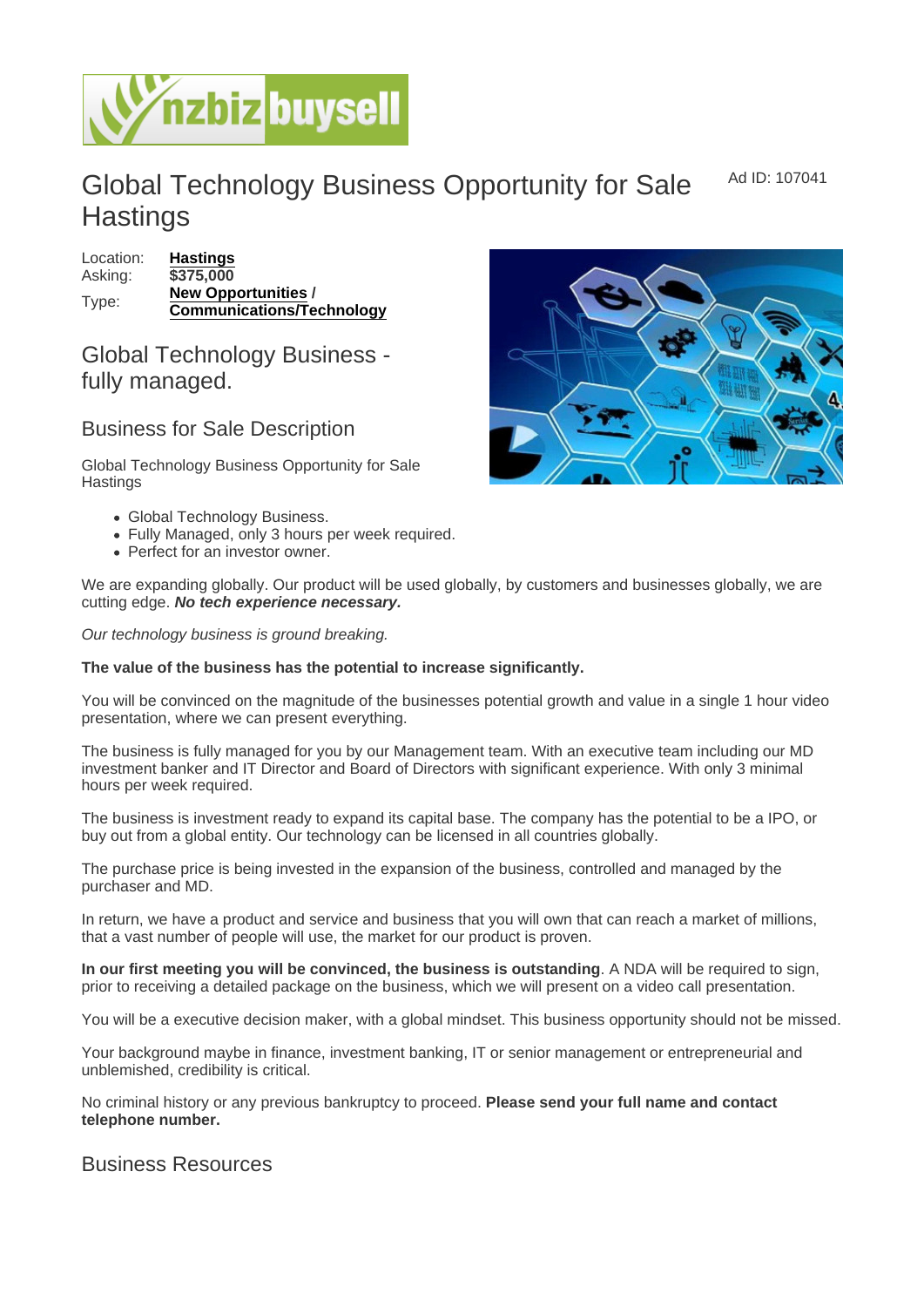# Global Technology Business Opportunity for Sale Hastings

Ad ID: 107041

| | |
|---|---|
| Location: | **Hastings** |
| Asking: | **$375,000** |
| Type: | **New Opportunities / Communications/Technology** |

## Global Technology Business - fully managed.

## Business for Sale Description

Global Technology Business Opportunity for Sale Hastings

- Global Technology Business.
- Fully Managed, only 3 hours per week required.
- Perfect for an investor owner.

We are expanding globally. Our product will be used globally, by customers and businesses globally, we are cutting edge. ***No tech experience necessary.***

*Our technology business is ground breaking.*

**The value of the business has the potential to increase significantly.**

You will be convinced on the magnitude of the businesses potential growth and value in a single 1 hour video presentation, where we can present everything.

The business is fully managed for you by our Management team. With an executive team including our MD investment banker and IT Director and Board of Directors with significant experience. With only 3 minimal hours per week required.

The business is investment ready to expand its capital base. The company has the potential to be a IPO, or buy out from a global entity. Our technology can be licensed in all countries globally.

The purchase price is being invested in the expansion of the business, controlled and managed by the purchaser and MD.

In return, we have a product and service and business that you will own that can reach a market of millions, that a vast number of people will use, the market for our product is proven.

**In our first meeting you will be convinced, the business is outstanding**. A NDA will be required to sign, prior to receiving a detailed package on the business, which we will present on a video call presentation.

You will be a executive decision maker, with a global mindset. This business opportunity should not be missed.

Your background maybe in finance, investment banking, IT or senior management or entrepreneurial and unblemished, credibility is critical.

No criminal history or any previous bankruptcy to proceed. **Please send your full name and contact telephone number.**

## Business Resources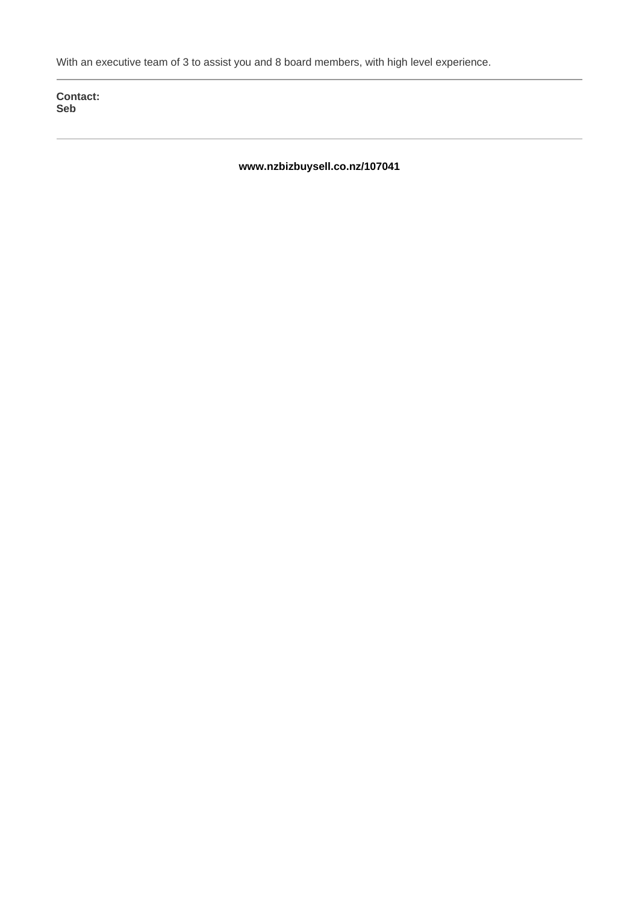With an executive team of 3 to assist you and 8 board members, with high level experience.

---

**Contact:**
**Seb**

---

**www.nzbizbuysell.co.nz/107041**